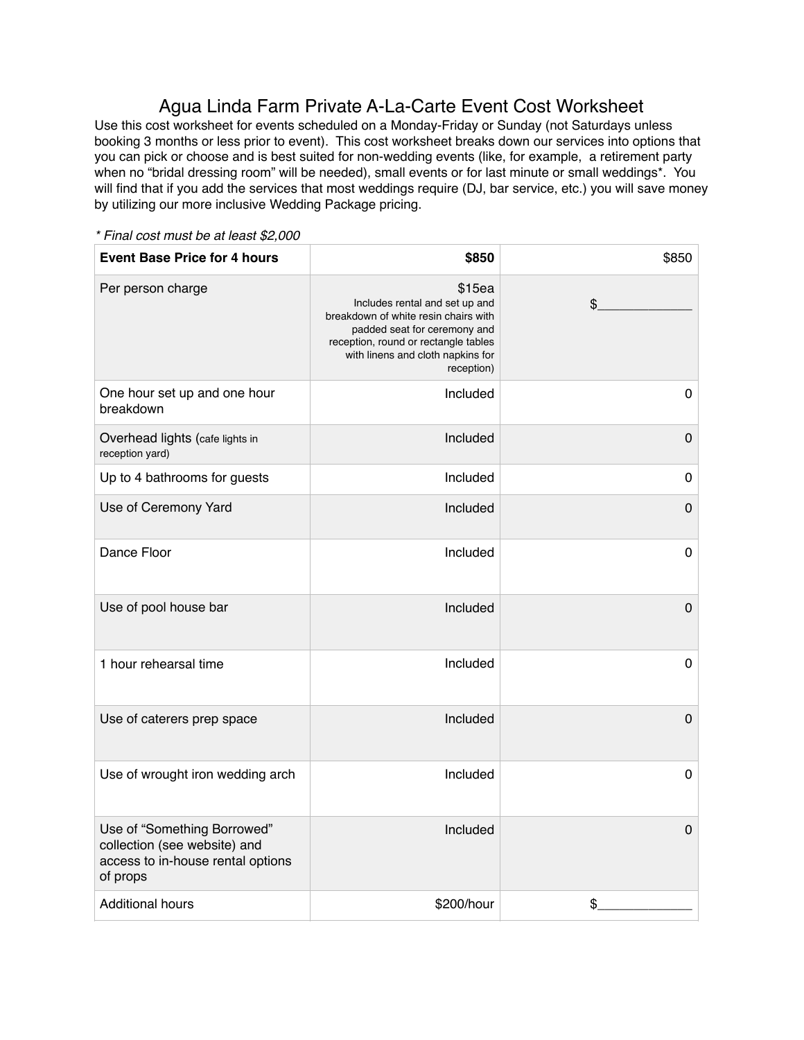# Agua Linda Farm Private A-La-Carte Event Cost Worksheet

Use this cost worksheet for events scheduled on a Monday-Friday or Sunday (not Saturdays unless booking 3 months or less prior to event). This cost worksheet breaks down our services into options that you can pick or choose and is best suited for non-wedding events (like, for example, a retirement party when no "bridal dressing room" will be needed), small events or for last minute or small weddings*. You will find that if you add the services that most weddings require (DJ, bar service, etc.) you will save money by utilizing our more inclusive Wedding Package pricing.

*\* Final cost must be at least $2,000*

| **Event Base Price for 4 hours** | **$850** | $850 |
|---|---:|---:|
| Per person charge | $15ea<br>Includes rental and set up and breakdown of white resin chairs with padded seat for ceremony and reception, round or rectangle tables with linens and cloth napkins for reception) | $_____________ |
| One hour set up and one hour breakdown | Included | 0 |
| Overhead lights (cafe lights in reception yard) | Included | 0 |
| Up to 4 bathrooms for guests | Included | 0 |
| Use of Ceremony Yard | Included | 0 |
| Dance Floor | Included | 0 |
| Use of pool house bar | Included | 0 |
| 1 hour rehearsal time | Included | 0 |
| Use of caterers prep space | Included | 0 |
| Use of wrought iron wedding arch | Included | 0 |
| Use of "Something Borrowed" collection (see website) and access to in-house rental options of props | Included | 0 |
| Additional hours | $200/hour | $_____________ |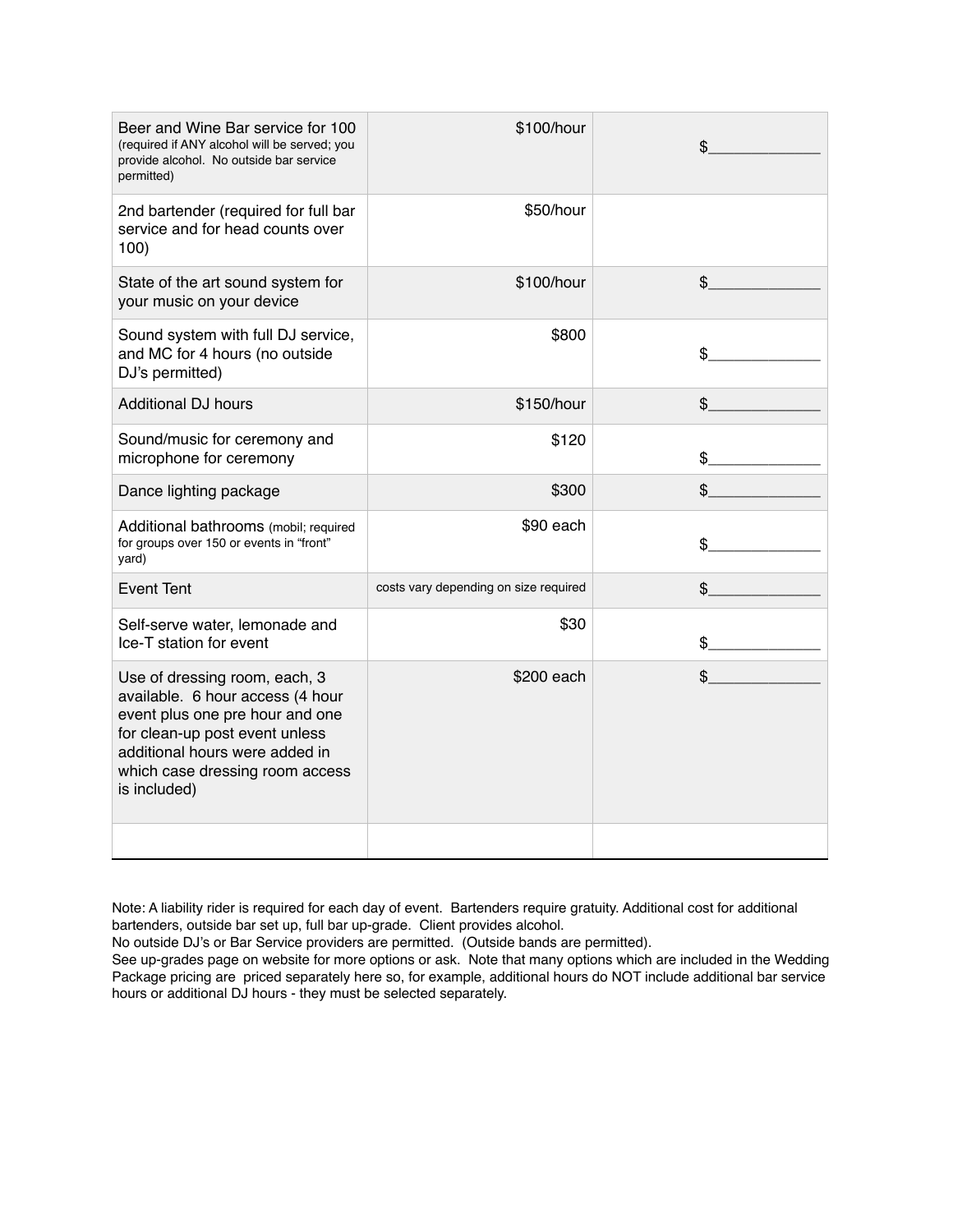| | | |
|---|---|---|
| Beer and Wine Bar service for 100 (required if ANY alcohol will be served; you provide alcohol. No outside bar service permitted) | $100/hour | $_____________ |
| 2nd bartender (required for full bar service and for head counts over 100) | $50/hour | |
| State of the art sound system for your music on your device | $100/hour | $_____________ |
| Sound system with full DJ service, and MC for 4 hours (no outside DJ's permitted) | $800 | $_____________ |
| Additional DJ hours | $150/hour | $_____________ |
| Sound/music for ceremony and microphone for ceremony | $120 | $_____________ |
| Dance lighting package | $300 | $_____________ |
| Additional bathrooms (mobil; required for groups over 150 or events in "front" yard) | $90 each | $_____________ |
| Event Tent | costs vary depending on size required | $_____________ |
| Self-serve water, lemonade and Ice-T station for event | $30 | $_____________ |
| Use of dressing room, each, 3 available. 6 hour access (4 hour event plus one pre hour and one for clean-up post event unless additional hours were added in which case dressing room access is included) | $200 each | $_____________ |
| | | |

Note: A liability rider is required for each day of event. Bartenders require gratuity. Additional cost for additional bartenders, outside bar set up, full bar up-grade. Client provides alcohol.
No outside DJ's or Bar Service providers are permitted. (Outside bands are permitted).
See up-grades page on website for more options or ask. Note that many options which are included in the Wedding Package pricing are priced separately here so, for example, additional hours do NOT include additional bar service hours or additional DJ hours - they must be selected separately.